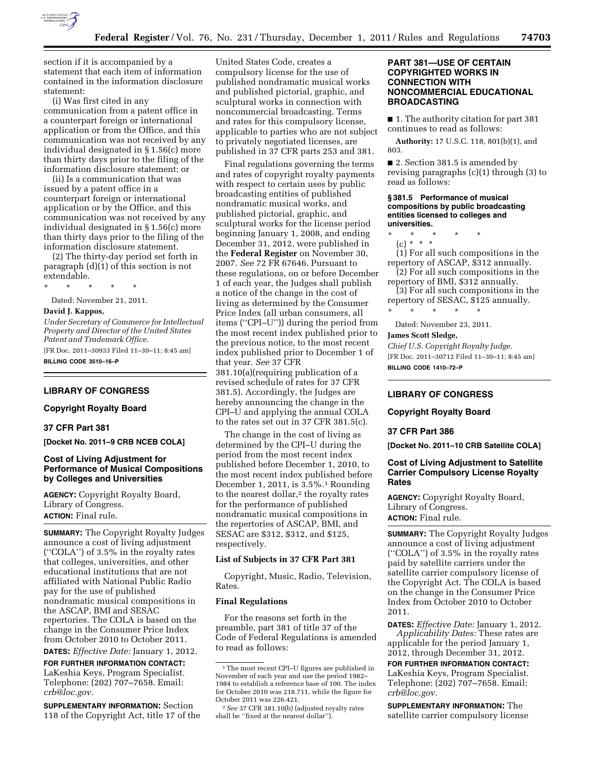section if it is accompanied by a statement that each item of information contained in the information disclosure statement:

(i) Was first cited in any communication from a patent office in a counterpart foreign or international application or from the Office, and this communication was not received by any individual designated in § 1.56(c) more than thirty days prior to the filing of the information disclosure statement; or

(ii) Is a communication that was issued by a patent office in a counterpart foreign or international application or by the Office, and this communication was not received by any individual designated in § 1.56(c) more than thirty days prior to the filing of the information disclosure statement.

(2) The thirty-day period set forth in paragraph (d)(1) of this section is not extendable.

\* \* \* \* \*

Dated: November 21, 2011.

**David J. Kappos,**

*Under Secretary of Commerce for Intellectual Property and Director of the United States Patent and Trademark Office.*

[FR Doc. 2011–30933 Filed 11–30–11; 8:45 am]

**BILLING CODE 3510–16–P**

---

## LIBRARY OF CONGRESS

### Copyright Royalty Board

### 37 CFR Part 381

**[Docket No. 2011–9 CRB NCEB COLA]**

### Cost of Living Adjustment for Performance of Musical Compositions by Colleges and Universities

**AGENCY:** Copyright Royalty Board, Library of Congress.

**ACTION:** Final rule.

---

**SUMMARY:** The Copyright Royalty Judges announce a cost of living adjustment (''COLA'') of 3.5% in the royalty rates that colleges, universities, and other educational institutions that are not affiliated with National Public Radio pay for the use of published nondramatic musical compositions in the ASCAP, BMI and SESAC repertories. The COLA is based on the change in the Consumer Price Index from October 2010 to October 2011.

**DATES:** *Effective Date:* January 1, 2012.

**FOR FURTHER INFORMATION CONTACT:** LaKeshia Keys, Program Specialist. Telephone: (202) 707–7658. Email: *crb@loc.gov.*

**SUPPLEMENTARY INFORMATION:** Section 118 of the Copyright Act, title 17 of the United States Code, creates a compulsory license for the use of published nondramatic musical works and published pictorial, graphic, and sculptural works in connection with noncommercial broadcasting. Terms and rates for this compulsory license, applicable to parties who are not subject to privately negotiated licenses, are published in 37 CFR parts 253 and 381.

Final regulations governing the terms and rates of copyright royalty payments with respect to certain uses by public broadcasting entities of published nondramatic musical works, and published pictorial, graphic, and sculptural works for the license period beginning January 1, 2008, and ending December 31, 2012, were published in the **Federal Register** on November 30, 2007. *See* 72 FR 67646. Pursuant to these regulations, on or before December 1 of each year, the Judges shall publish a notice of the change in the cost of living as determined by the Consumer Price Index (all urban consumers, all items (''CPI–U'')) during the period from the most recent index published prior to the previous notice, to the most recent index published prior to December 1 of that year. *See* 37 CFR 381.10(a)(requiring publication of a revised schedule of rates for 37 CFR 381.5). Accordingly, the Judges are hereby announcing the change in the CPI–U and applying the annual COLA to the rates set out in 37 CFR 381.5(c).

The change in the cost of living as determined by the CPI–U during the period from the most recent index published before December 1, 2010, to the most recent index published before December 1, 2011, is 3.5%.[1] Rounding to the nearest dollar,[2] the royalty rates for the performance of published nondramatic musical compositions in the repertories of ASCAP, BMI, and SESAC are $312, $312, and $125, respectively.

#### List of Subjects in 37 CFR Part 381

Copyright, Music, Radio, Television, Rates.

#### Final Regulations

For the reasons set forth in the preamble, part 381 of title 37 of the Code of Federal Regulations is amended to read as follows:

[1] The most recent CPI–U figures are published in November of each year and use the period 1982–1984 to establish a reference base of 100. The index for October 2010 was 218.711, while the figure for October 2011 was 226.421.

[2] *See* 37 CFR 381.10(b) (adjusted royalty rates shall be ''fixed at the nearest dollar'').

#### PART 381—USE OF CERTAIN COPYRIGHTED WORKS IN CONNECTION WITH NONCOMMERCIAL EDUCATIONAL BROADCASTING

■ 1. The authority citation for part 381 continues to read as follows:

**Authority:** 17 U.S.C. 118, 801(b)(1), and 803.

■ 2. Section 381.5 is amended by revising paragraphs (c)(1) through (3) to read as follows:

**§ 381.5 Performance of musical compositions by public broadcasting entities licensed to colleges and universities.**

\* \* \* \* \*

(c) \* \* \*

(1) For all such compositions in the repertory of ASCAP, $312 annually.

(2) For all such compositions in the repertory of BMI, $312 annually.

(3) For all such compositions in the repertory of SESAC, $125 annually.

\* \* \* \* \*

Dated: November 23, 2011.

**James Scott Sledge,**

*Chief U.S. Copyright Royalty Judge.*

[FR Doc. 2011–30712 Filed 11–30–11; 8:45 am]

**BILLING CODE 1410–72–P**

---

## LIBRARY OF CONGRESS

### Copyright Royalty Board

### 37 CFR Part 386

**[Docket No. 2011–10 CRB Satellite COLA]**

### Cost of Living Adjustment to Satellite Carrier Compulsory License Royalty Rates

**AGENCY:** Copyright Royalty Board, Library of Congress.

**ACTION:** Final rule.

---

**SUMMARY:** The Copyright Royalty Judges announce a cost of living adjustment (''COLA'') of 3.5% in the royalty rates paid by satellite carriers under the satellite carrier compulsory license of the Copyright Act. The COLA is based on the change in the Consumer Price Index from October 2010 to October 2011.

**DATES:** *Effective Date:* January 1, 2012.

*Applicability Dates:* These rates are applicable for the period January 1, 2012, through December 31, 2012.

**FOR FURTHER INFORMATION CONTACT:** LaKeshia Keys, Program Specialist. Telephone: (202) 707–7658. Email: *crb@loc.gov.*

**SUPPLEMENTARY INFORMATION:** The satellite carrier compulsory license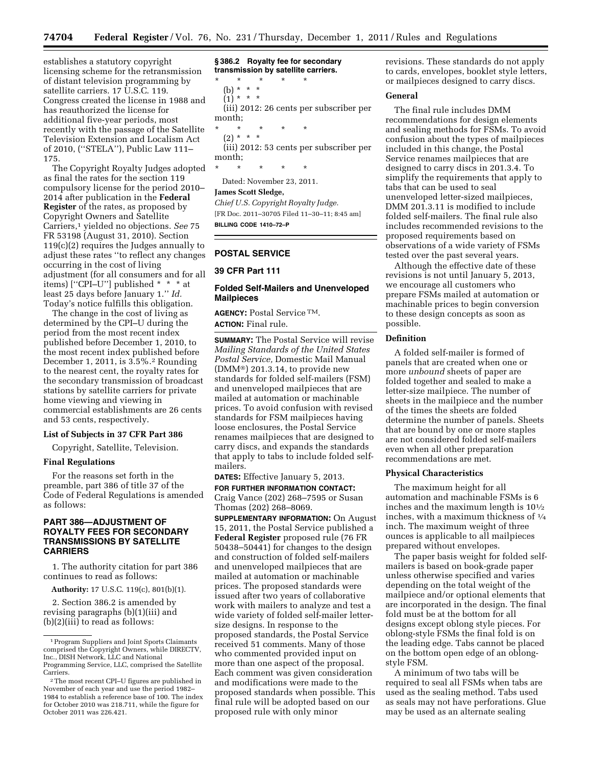establishes a statutory copyright licensing scheme for the retransmission of distant television programming by satellite carriers. 17 U.S.C. 119. Congress created the license in 1988 and has reauthorized the license for additional five-year periods, most recently with the passage of the Satellite Television Extension and Localism Act of 2010, (''STELA''), Public Law 111–175.

The Copyright Royalty Judges adopted as final the rates for the section 119 compulsory license for the period 2010–2014 after publication in the **Federal Register** of the rates, as proposed by Copyright Owners and Satellite Carriers,[1] yielded no objections. *See* 75 FR 53198 (August 31, 2010). Section 119(c)(2) requires the Judges annually to adjust these rates ''to reflect any changes occurring in the cost of living adjustment (for all consumers and for all items) [''CPI–U''] published * * * at least 25 days before January 1.'' *Id.* Today's notice fulfills this obligation.

The change in the cost of living as determined by the CPI–U during the period from the most recent index published before December 1, 2010, to the most recent index published before December 1, 2011, is 3.5%.[2] Rounding to the nearest cent, the royalty rates for the secondary transmission of broadcast stations by satellite carriers for private home viewing and viewing in commercial establishments are 26 cents and 53 cents, respectively.

### List of Subjects in 37 CFR Part 386

Copyright, Satellite, Television.

### Final Regulations

For the reasons set forth in the preamble, part 386 of title 37 of the Code of Federal Regulations is amended as follows:

## PART 386—ADJUSTMENT OF ROYALTY FEES FOR SECONDARY TRANSMISSIONS BY SATELLITE CARRIERS

1. The authority citation for part 386 continues to read as follows:

**Authority:** 17 U.S.C. 119(c), 801(b)(1).

2. Section 386.2 is amended by revising paragraphs (b)(1)(iii) and (b)(2)(iii) to read as follows:

[1] Program Suppliers and Joint Sports Claimants comprised the Copyright Owners, while DIRECTV, Inc., DISH Network, LLC and National Programming Service, LLC, comprised the Satellite Carriers.

[2] The most recent CPI–U figures are published in November of each year and use the period 1982–1984 to establish a reference base of 100. The index for October 2010 was 218.711, while the figure for October 2011 was 226.421.

**§ 386.2 Royalty fee for secondary transmission by satellite carriers.**

\* \* \* \* \*

(b) * * *

(1) * * *

(iii) 2012: 26 cents per subscriber per month;

\* \* \* \* \*

(2) * * *

(iii) 2012: 53 cents per subscriber per month;

\* \* \* \* \*

Dated: November 23, 2011.

**James Scott Sledge,**

*Chief U.S. Copyright Royalty Judge.*

[FR Doc. 2011–30705 Filed 11–30–11; 8:45 am]

**BILLING CODE 1410–72–P**

## POSTAL SERVICE

## 39 CFR Part 111

## Folded Self-Mailers and Unenveloped Mailpieces

**AGENCY:** Postal Service™.

**ACTION:** Final rule.

**SUMMARY:** The Postal Service will revise *Mailing Standards of the United States Postal Service,* Domestic Mail Manual (DMM®) 201.3.14, to provide new standards for folded self-mailers (FSM) and unenveloped mailpieces that are mailed at automation or machinable prices. To avoid confusion with revised standards for FSM mailpieces having loose enclosures, the Postal Service renames mailpieces that are designed to carry discs, and expands the standards that apply to tabs to include folded self-mailers.

**DATES:** Effective January 5, 2013.

**FOR FURTHER INFORMATION CONTACT:** Craig Vance (202) 268–7595 or Susan Thomas (202) 268–8069.

**SUPPLEMENTARY INFORMATION:** On August 15, 2011, the Postal Service published a **Federal Register** proposed rule (76 FR 50438–50441) for changes to the design and construction of folded self-mailers and unenveloped mailpieces that are mailed at automation or machinable prices. The proposed standards were issued after two years of collaborative work with mailers to analyze and test a wide variety of folded self-mailer letter-size designs. In response to the proposed standards, the Postal Service received 51 comments. Many of those who commented provided input on more than one aspect of the proposal. Each comment was given consideration and modifications were made to the proposed standards when possible. This final rule will be adopted based on our proposed rule with only minor revisions. These standards do not apply to cards, envelopes, booklet style letters, or mailpieces designed to carry discs.

### General

The final rule includes DMM recommendations for design elements and sealing methods for FSMs. To avoid confusion about the types of mailpieces included in this change, the Postal Service renames mailpieces that are designed to carry discs in 201.3.4. To simplify the requirements that apply to tabs that can be used to seal unenveloped letter-sized mailpieces, DMM 201.3.11 is modified to include folded self-mailers. The final rule also includes recommended revisions to the proposed requirements based on observations of a wide variety of FSMs tested over the past several years.

Although the effective date of these revisions is not until January 5, 2013, we encourage all customers who prepare FSMs mailed at automation or machinable prices to begin conversion to these design concepts as soon as possible.

### Definition

A folded self-mailer is formed of panels that are created when one or more *unbound* sheets of paper are folded together and sealed to make a letter-size mailpiece. The number of sheets in the mailpiece and the number of the times the sheets are folded determine the number of panels. Sheets that are bound by one or more staples are not considered folded self-mailers even when all other preparation recommendations are met.

### Physical Characteristics

The maximum height for all automation and machinable FSMs is 6 inches and the maximum length is 10½ inches, with a maximum thickness of ¼ inch. The maximum weight of three ounces is applicable to all mailpieces prepared without envelopes.

The paper basis weight for folded self-mailers is based on book-grade paper unless otherwise specified and varies depending on the total weight of the mailpiece and/or optional elements that are incorporated in the design. The final fold must be at the bottom for all designs except oblong style pieces. For oblong-style FSMs the final fold is on the leading edge. Tabs cannot be placed on the bottom open edge of an oblong-style FSM.

A minimum of two tabs will be required to seal all FSMs when tabs are used as the sealing method. Tabs used as seals may not have perforations. Glue may be used as an alternate sealing